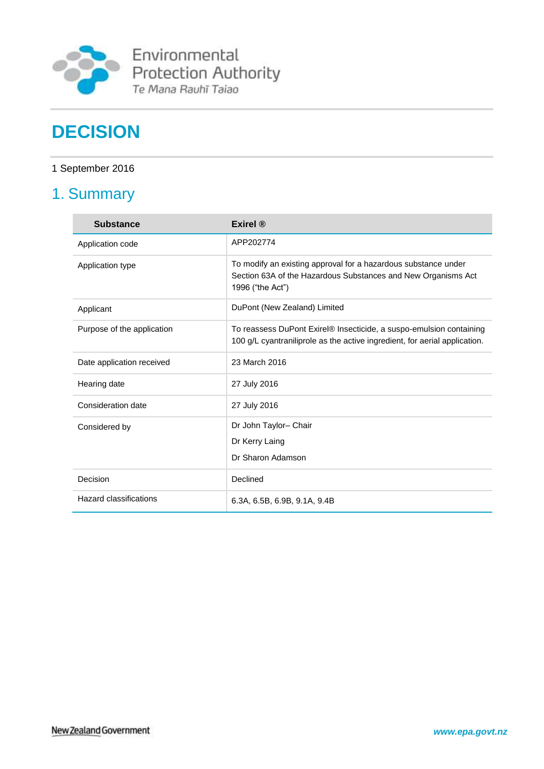Environmental Protection Authority
Te Mana Rauhī Taiao

# DECISION

1 September 2016

## 1. Summary

| Substance | Exirel ® |
|---|---|
| Application code | APP202774 |
| Application type | To modify an existing approval for a hazardous substance under Section 63A of the Hazardous Substances and New Organisms Act 1996 ("the Act") |
| Applicant | DuPont (New Zealand) Limited |
| Purpose of the application | To reassess DuPont Exirel® Insecticide, a suspo-emulsion containing 100 g/L cyantraniliprole as the active ingredient, for aerial application. |
| Date application received | 23 March 2016 |
| Hearing date | 27 July 2016 |
| Consideration date | 27 July 2016 |
| Considered by | Dr John Taylor– Chair<br>Dr Kerry Laing<br>Dr Sharon Adamson |
| Decision | Declined |
| Hazard classifications | 6.3A, 6.5B, 6.9B, 9.1A, 9.4B |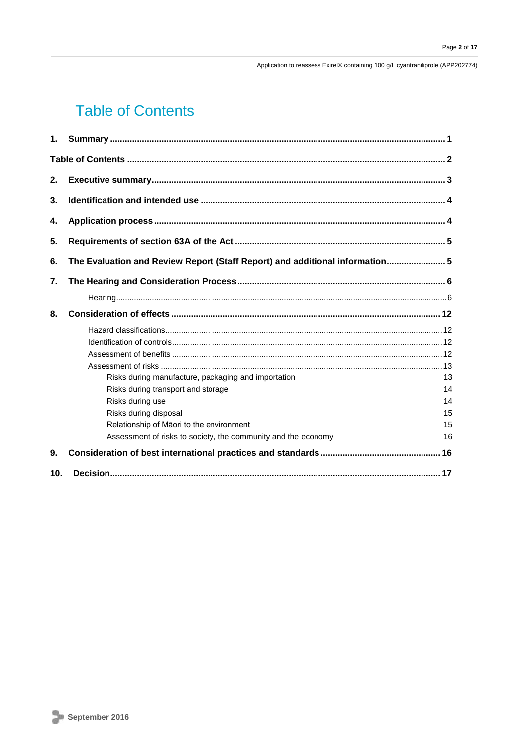# Table of Contents

1. **Summary** ........................................................................................................................ 1

**Table of Contents** ..................................................................................................................... 2

2. **Executive summary** ........................................................................................................ 3
3. **Identification and intended use** ...................................................................................... 4
4. **Application process** ......................................................................................................... 4
5. **Requirements of section 63A of the Act** ........................................................................ 5
6. **The Evaluation and Review Report (Staff Report) and additional information** .......................... 5
7. **The Hearing and Consideration Process** ........................................................................ 6
   - Hearing ............................................................................................................................ 6
8. **Consideration of effects** .................................................................................................. 12
   - Hazard classifications ....................................................................................................... 12
   - Identification of controls ................................................................................................... 12
   - Assessment of benefits ..................................................................................................... 12
   - Assessment of risks .......................................................................................................... 13
     - Risks during manufacture, packaging and importation 13
     - Risks during transport and storage 14
     - Risks during use 14
     - Risks during disposal 15
     - Relationship of Māori to the environment 15
     - Assessment of risks to society, the community and the economy 16
9. **Consideration of best international practices and standards** ............................................... 16
10. **Decision** ........................................................................................................................ 17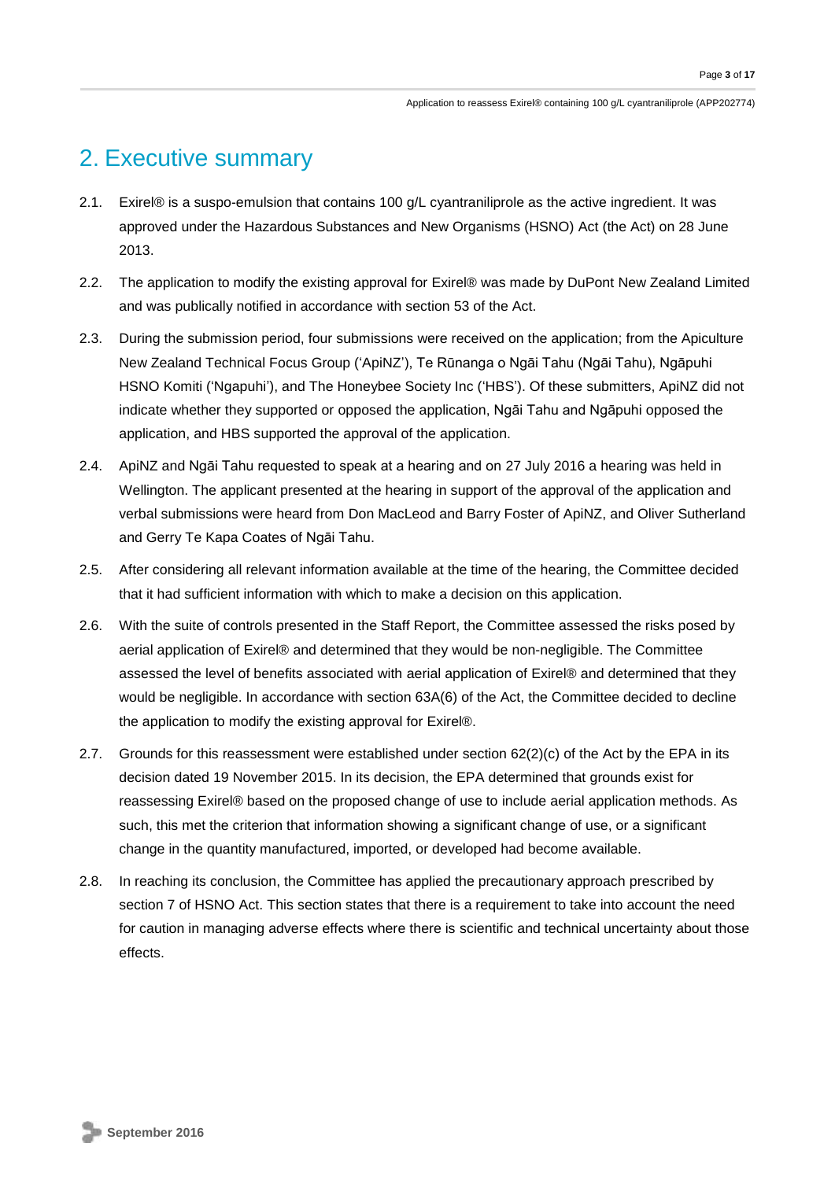## 2. Executive summary

2.1. Exirel® is a suspo-emulsion that contains 100 g/L cyantraniliprole as the active ingredient. It was approved under the Hazardous Substances and New Organisms (HSNO) Act (the Act) on 28 June 2013.

2.2. The application to modify the existing approval for Exirel® was made by DuPont New Zealand Limited and was publically notified in accordance with section 53 of the Act.

2.3. During the submission period, four submissions were received on the application; from the Apiculture New Zealand Technical Focus Group ('ApiNZ'), Te Rūnanga o Ngāi Tahu (Ngāi Tahu), Ngāpuhi HSNO Komiti ('Ngapuhi'), and The Honeybee Society Inc ('HBS'). Of these submitters, ApiNZ did not indicate whether they supported or opposed the application, Ngāi Tahu and Ngāpuhi opposed the application, and HBS supported the approval of the application.

2.4. ApiNZ and Ngāi Tahu requested to speak at a hearing and on 27 July 2016 a hearing was held in Wellington. The applicant presented at the hearing in support of the approval of the application and verbal submissions were heard from Don MacLeod and Barry Foster of ApiNZ, and Oliver Sutherland and Gerry Te Kapa Coates of Ngāi Tahu.

2.5. After considering all relevant information available at the time of the hearing, the Committee decided that it had sufficient information with which to make a decision on this application.

2.6. With the suite of controls presented in the Staff Report, the Committee assessed the risks posed by aerial application of Exirel® and determined that they would be non-negligible. The Committee assessed the level of benefits associated with aerial application of Exirel® and determined that they would be negligible. In accordance with section 63A(6) of the Act, the Committee decided to decline the application to modify the existing approval for Exirel®.

2.7. Grounds for this reassessment were established under section 62(2)(c) of the Act by the EPA in its decision dated 19 November 2015. In its decision, the EPA determined that grounds exist for reassessing Exirel® based on the proposed change of use to include aerial application methods. As such, this met the criterion that information showing a significant change of use, or a significant change in the quantity manufactured, imported, or developed had become available.

2.8. In reaching its conclusion, the Committee has applied the precautionary approach prescribed by section 7 of HSNO Act. This section states that there is a requirement to take into account the need for caution in managing adverse effects where there is scientific and technical uncertainty about those effects.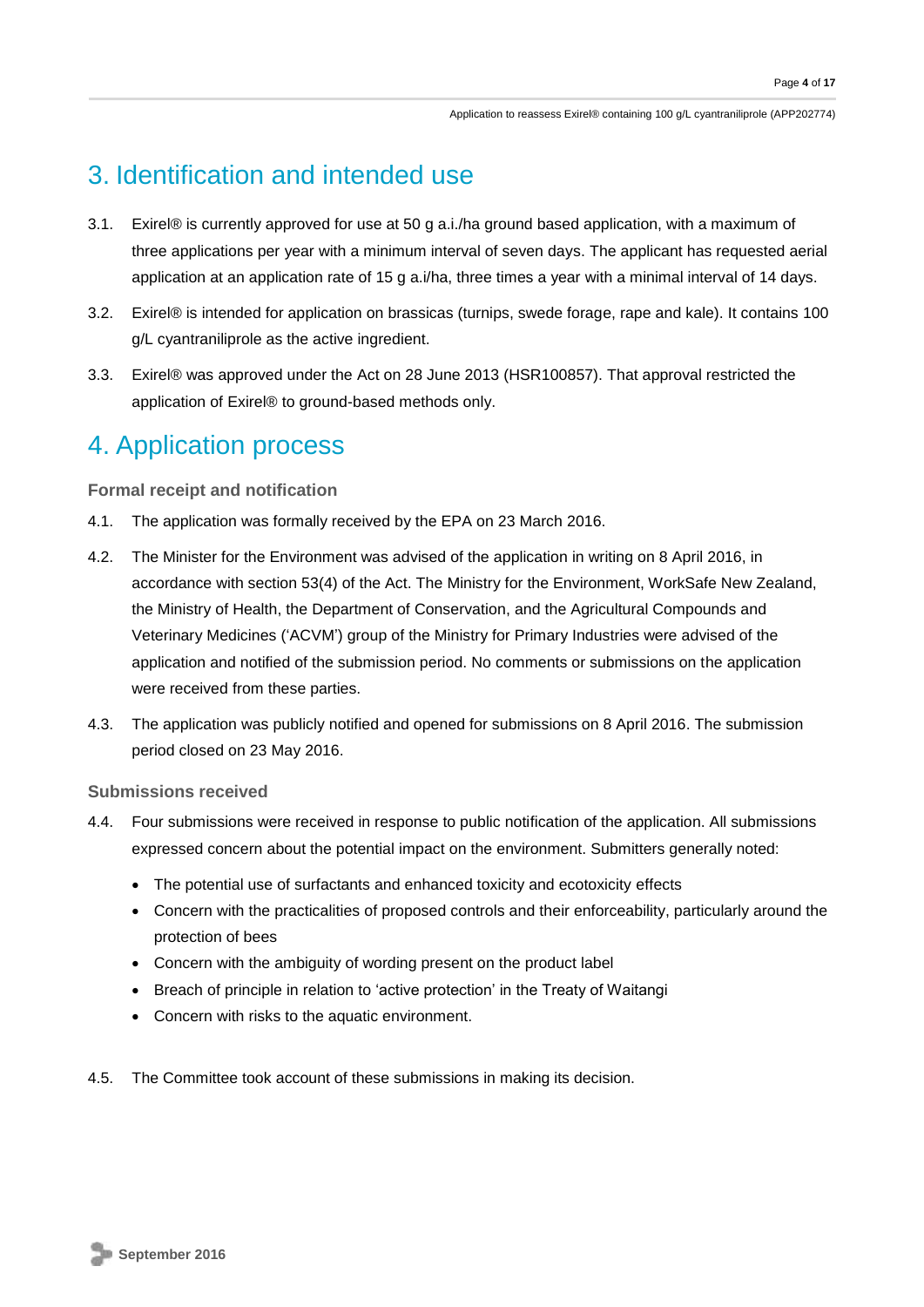# 3. Identification and intended use

3.1. Exirel® is currently approved for use at 50 g a.i./ha ground based application, with a maximum of three applications per year with a minimum interval of seven days. The applicant has requested aerial application at an application rate of 15 g a.i/ha, three times a year with a minimal interval of 14 days.

3.2. Exirel® is intended for application on brassicas (turnips, swede forage, rape and kale). It contains 100 g/L cyantraniliprole as the active ingredient.

3.3. Exirel® was approved under the Act on 28 June 2013 (HSR100857). That approval restricted the application of Exirel® to ground-based methods only.

# 4. Application process

### Formal receipt and notification

4.1. The application was formally received by the EPA on 23 March 2016.

4.2. The Minister for the Environment was advised of the application in writing on 8 April 2016, in accordance with section 53(4) of the Act. The Ministry for the Environment, WorkSafe New Zealand, the Ministry of Health, the Department of Conservation, and the Agricultural Compounds and Veterinary Medicines ('ACVM') group of the Ministry for Primary Industries were advised of the application and notified of the submission period. No comments or submissions on the application were received from these parties.

4.3. The application was publicly notified and opened for submissions on 8 April 2016. The submission period closed on 23 May 2016.

### Submissions received

4.4. Four submissions were received in response to public notification of the application. All submissions expressed concern about the potential impact on the environment. Submitters generally noted:

- The potential use of surfactants and enhanced toxicity and ecotoxicity effects
- Concern with the practicalities of proposed controls and their enforceability, particularly around the protection of bees
- Concern with the ambiguity of wording present on the product label
- Breach of principle in relation to 'active protection' in the Treaty of Waitangi
- Concern with risks to the aquatic environment.

4.5. The Committee took account of these submissions in making its decision.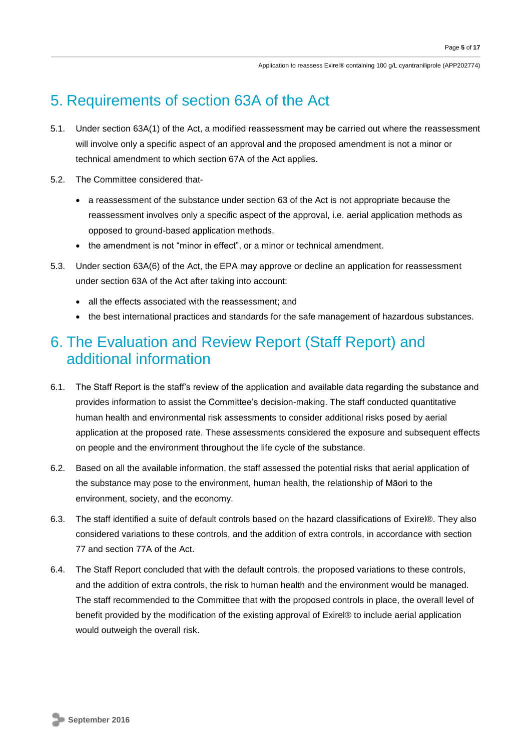## 5. Requirements of section 63A of the Act

5.1. Under section 63A(1) of the Act, a modified reassessment may be carried out where the reassessment will involve only a specific aspect of an approval and the proposed amendment is not a minor or technical amendment to which section 67A of the Act applies.

5.2. The Committee considered that-

- a reassessment of the substance under section 63 of the Act is not appropriate because the reassessment involves only a specific aspect of the approval, i.e. aerial application methods as opposed to ground-based application methods.
- the amendment is not "minor in effect", or a minor or technical amendment.

5.3. Under section 63A(6) of the Act, the EPA may approve or decline an application for reassessment under section 63A of the Act after taking into account:

- all the effects associated with the reassessment; and
- the best international practices and standards for the safe management of hazardous substances.

## 6. The Evaluation and Review Report (Staff Report) and additional information

6.1. The Staff Report is the staff's review of the application and available data regarding the substance and provides information to assist the Committee's decision-making. The staff conducted quantitative human health and environmental risk assessments to consider additional risks posed by aerial application at the proposed rate. These assessments considered the exposure and subsequent effects on people and the environment throughout the life cycle of the substance.

6.2. Based on all the available information, the staff assessed the potential risks that aerial application of the substance may pose to the environment, human health, the relationship of Māori to the environment, society, and the economy.

6.3. The staff identified a suite of default controls based on the hazard classifications of Exirel®. They also considered variations to these controls, and the addition of extra controls, in accordance with section 77 and section 77A of the Act.

6.4. The Staff Report concluded that with the default controls, the proposed variations to these controls, and the addition of extra controls, the risk to human health and the environment would be managed. The staff recommended to the Committee that with the proposed controls in place, the overall level of benefit provided by the modification of the existing approval of Exirel® to include aerial application would outweigh the overall risk.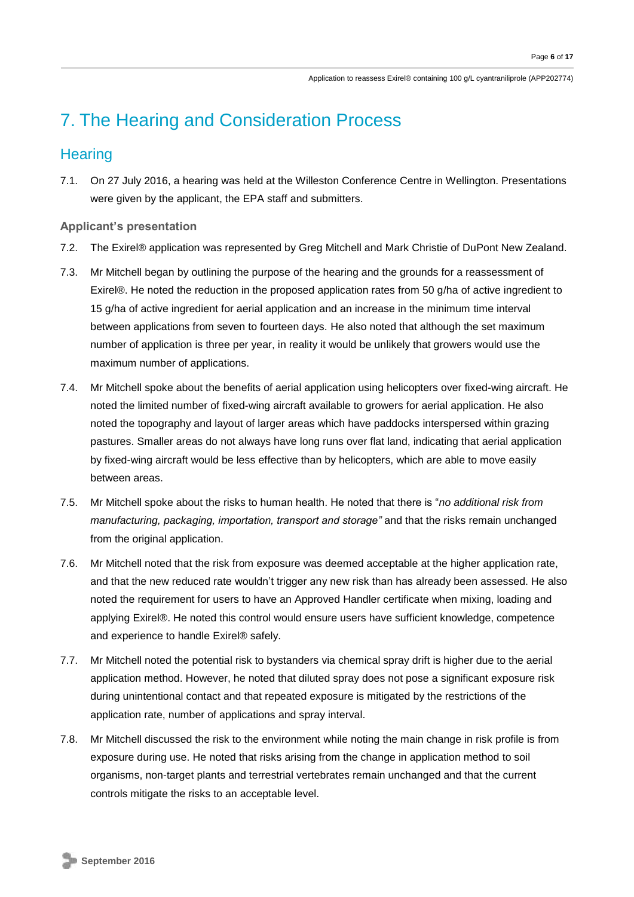# 7. The Hearing and Consideration Process

## Hearing

7.1. On 27 July 2016, a hearing was held at the Willeston Conference Centre in Wellington. Presentations were given by the applicant, the EPA staff and submitters.

### Applicant's presentation

7.2. The Exirel® application was represented by Greg Mitchell and Mark Christie of DuPont New Zealand.

7.3. Mr Mitchell began by outlining the purpose of the hearing and the grounds for a reassessment of Exirel®. He noted the reduction in the proposed application rates from 50 g/ha of active ingredient to 15 g/ha of active ingredient for aerial application and an increase in the minimum time interval between applications from seven to fourteen days. He also noted that although the set maximum number of application is three per year, in reality it would be unlikely that growers would use the maximum number of applications.

7.4. Mr Mitchell spoke about the benefits of aerial application using helicopters over fixed-wing aircraft. He noted the limited number of fixed-wing aircraft available to growers for aerial application. He also noted the topography and layout of larger areas which have paddocks interspersed within grazing pastures. Smaller areas do not always have long runs over flat land, indicating that aerial application by fixed-wing aircraft would be less effective than by helicopters, which are able to move easily between areas.

7.5. Mr Mitchell spoke about the risks to human health. He noted that there is "*no additional risk from manufacturing, packaging, importation, transport and storage"* and that the risks remain unchanged from the original application.

7.6. Mr Mitchell noted that the risk from exposure was deemed acceptable at the higher application rate, and that the new reduced rate wouldn't trigger any new risk than has already been assessed. He also noted the requirement for users to have an Approved Handler certificate when mixing, loading and applying Exirel®. He noted this control would ensure users have sufficient knowledge, competence and experience to handle Exirel® safely.

7.7. Mr Mitchell noted the potential risk to bystanders via chemical spray drift is higher due to the aerial application method. However, he noted that diluted spray does not pose a significant exposure risk during unintentional contact and that repeated exposure is mitigated by the restrictions of the application rate, number of applications and spray interval.

7.8. Mr Mitchell discussed the risk to the environment while noting the main change in risk profile is from exposure during use. He noted that risks arising from the change in application method to soil organisms, non-target plants and terrestrial vertebrates remain unchanged and that the current controls mitigate the risks to an acceptable level.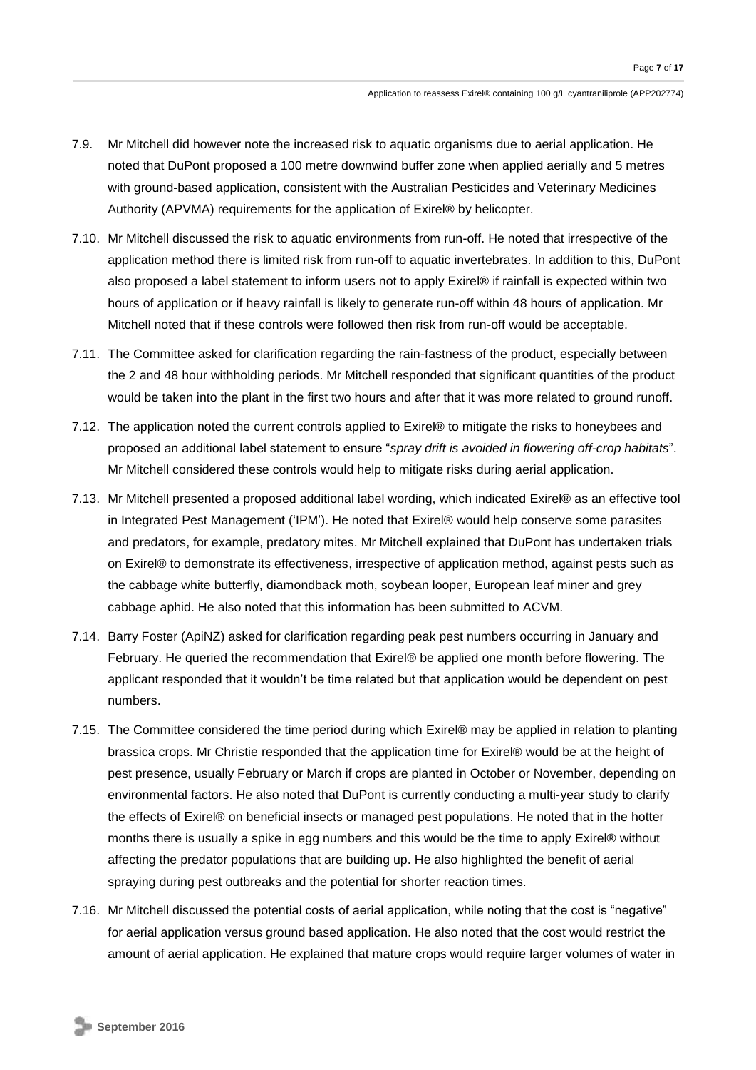7.9. Mr Mitchell did however note the increased risk to aquatic organisms due to aerial application. He noted that DuPont proposed a 100 metre downwind buffer zone when applied aerially and 5 metres with ground-based application, consistent with the Australian Pesticides and Veterinary Medicines Authority (APVMA) requirements for the application of Exirel® by helicopter.

7.10. Mr Mitchell discussed the risk to aquatic environments from run-off. He noted that irrespective of the application method there is limited risk from run-off to aquatic invertebrates. In addition to this, DuPont also proposed a label statement to inform users not to apply Exirel® if rainfall is expected within two hours of application or if heavy rainfall is likely to generate run-off within 48 hours of application. Mr Mitchell noted that if these controls were followed then risk from run-off would be acceptable.

7.11. The Committee asked for clarification regarding the rain-fastness of the product, especially between the 2 and 48 hour withholding periods. Mr Mitchell responded that significant quantities of the product would be taken into the plant in the first two hours and after that it was more related to ground runoff.

7.12. The application noted the current controls applied to Exirel® to mitigate the risks to honeybees and proposed an additional label statement to ensure "*spray drift is avoided in flowering off-crop habitats*". Mr Mitchell considered these controls would help to mitigate risks during aerial application.

7.13. Mr Mitchell presented a proposed additional label wording, which indicated Exirel® as an effective tool in Integrated Pest Management ('IPM'). He noted that Exirel® would help conserve some parasites and predators, for example, predatory mites. Mr Mitchell explained that DuPont has undertaken trials on Exirel® to demonstrate its effectiveness, irrespective of application method, against pests such as the cabbage white butterfly, diamondback moth, soybean looper, European leaf miner and grey cabbage aphid. He also noted that this information has been submitted to ACVM.

7.14. Barry Foster (ApiNZ) asked for clarification regarding peak pest numbers occurring in January and February. He queried the recommendation that Exirel® be applied one month before flowering. The applicant responded that it wouldn't be time related but that application would be dependent on pest numbers.

7.15. The Committee considered the time period during which Exirel® may be applied in relation to planting brassica crops. Mr Christie responded that the application time for Exirel® would be at the height of pest presence, usually February or March if crops are planted in October or November, depending on environmental factors. He also noted that DuPont is currently conducting a multi-year study to clarify the effects of Exirel® on beneficial insects or managed pest populations. He noted that in the hotter months there is usually a spike in egg numbers and this would be the time to apply Exirel® without affecting the predator populations that are building up. He also highlighted the benefit of aerial spraying during pest outbreaks and the potential for shorter reaction times.

7.16. Mr Mitchell discussed the potential costs of aerial application, while noting that the cost is "negative" for aerial application versus ground based application. He also noted that the cost would restrict the amount of aerial application. He explained that mature crops would require larger volumes of water in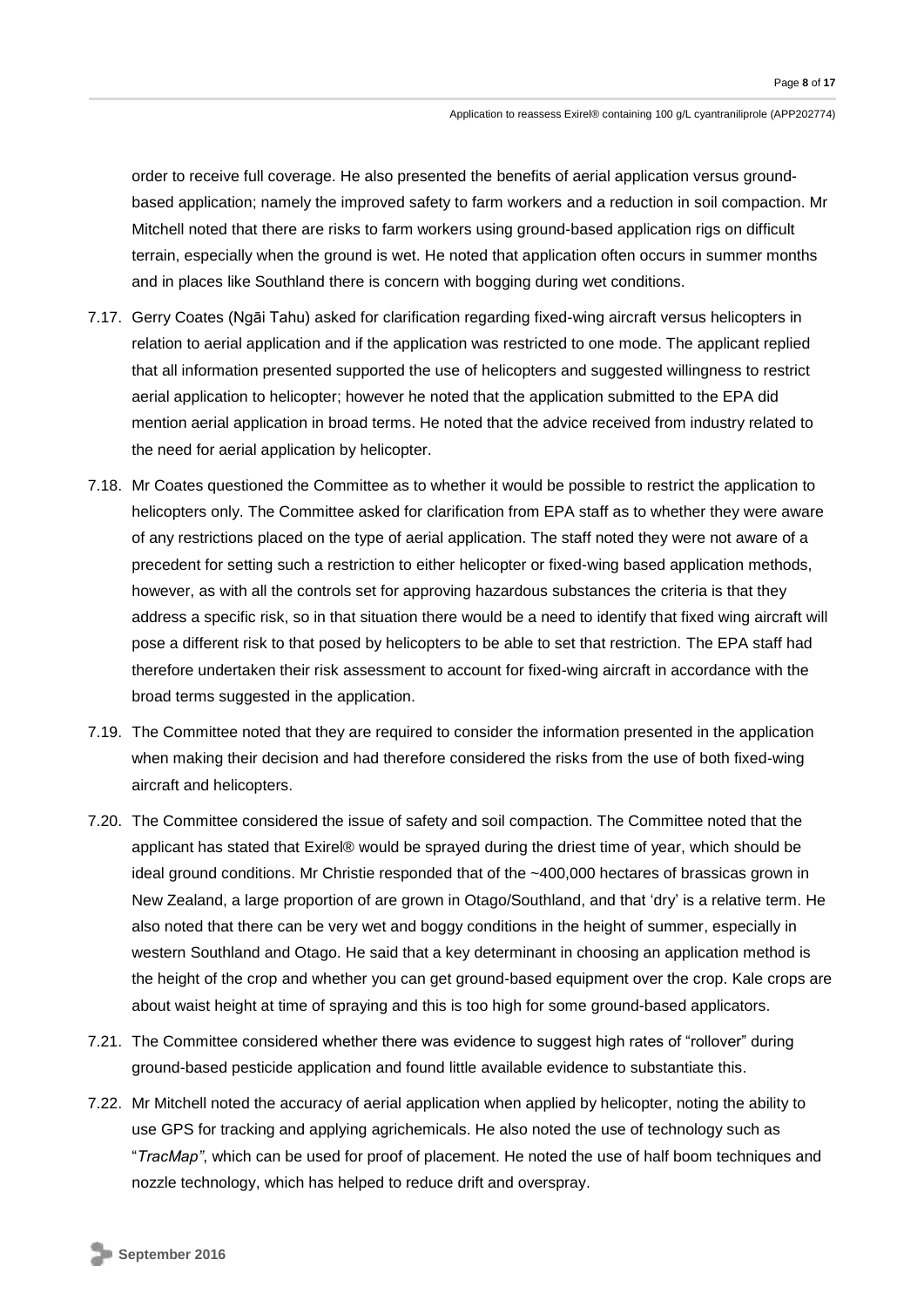order to receive full coverage. He also presented the benefits of aerial application versus ground-based application; namely the improved safety to farm workers and a reduction in soil compaction. Mr Mitchell noted that there are risks to farm workers using ground-based application rigs on difficult terrain, especially when the ground is wet. He noted that application often occurs in summer months and in places like Southland there is concern with bogging during wet conditions.

7.17. Gerry Coates (Ngāi Tahu) asked for clarification regarding fixed-wing aircraft versus helicopters in relation to aerial application and if the application was restricted to one mode. The applicant replied that all information presented supported the use of helicopters and suggested willingness to restrict aerial application to helicopter; however he noted that the application submitted to the EPA did mention aerial application in broad terms. He noted that the advice received from industry related to the need for aerial application by helicopter.

7.18. Mr Coates questioned the Committee as to whether it would be possible to restrict the application to helicopters only. The Committee asked for clarification from EPA staff as to whether they were aware of any restrictions placed on the type of aerial application. The staff noted they were not aware of a precedent for setting such a restriction to either helicopter or fixed-wing based application methods, however, as with all the controls set for approving hazardous substances the criteria is that they address a specific risk, so in that situation there would be a need to identify that fixed wing aircraft will pose a different risk to that posed by helicopters to be able to set that restriction. The EPA staff had therefore undertaken their risk assessment to account for fixed-wing aircraft in accordance with the broad terms suggested in the application.

7.19. The Committee noted that they are required to consider the information presented in the application when making their decision and had therefore considered the risks from the use of both fixed-wing aircraft and helicopters.

7.20. The Committee considered the issue of safety and soil compaction. The Committee noted that the applicant has stated that Exirel® would be sprayed during the driest time of year, which should be ideal ground conditions. Mr Christie responded that of the ~400,000 hectares of brassicas grown in New Zealand, a large proportion of are grown in Otago/Southland, and that 'dry' is a relative term. He also noted that there can be very wet and boggy conditions in the height of summer, especially in western Southland and Otago. He said that a key determinant in choosing an application method is the height of the crop and whether you can get ground-based equipment over the crop. Kale crops are about waist height at time of spraying and this is too high for some ground-based applicators.

7.21. The Committee considered whether there was evidence to suggest high rates of "rollover" during ground-based pesticide application and found little available evidence to substantiate this.

7.22. Mr Mitchell noted the accuracy of aerial application when applied by helicopter, noting the ability to use GPS for tracking and applying agrichemicals. He also noted the use of technology such as "*TracMap"*, which can be used for proof of placement. He noted the use of half boom techniques and nozzle technology, which has helped to reduce drift and overspray.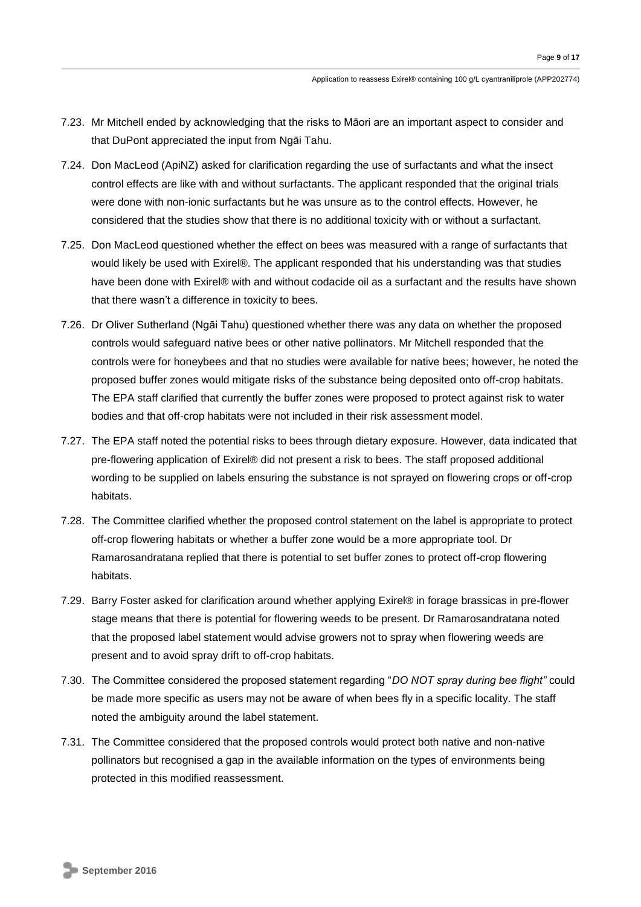7.23. Mr Mitchell ended by acknowledging that the risks to Māori are an important aspect to consider and that DuPont appreciated the input from Ngāi Tahu.

7.24. Don MacLeod (ApiNZ) asked for clarification regarding the use of surfactants and what the insect control effects are like with and without surfactants. The applicant responded that the original trials were done with non-ionic surfactants but he was unsure as to the control effects. However, he considered that the studies show that there is no additional toxicity with or without a surfactant.

7.25. Don MacLeod questioned whether the effect on bees was measured with a range of surfactants that would likely be used with Exirel®. The applicant responded that his understanding was that studies have been done with Exirel® with and without codacide oil as a surfactant and the results have shown that there wasn't a difference in toxicity to bees.

7.26. Dr Oliver Sutherland (Ngāi Tahu) questioned whether there was any data on whether the proposed controls would safeguard native bees or other native pollinators. Mr Mitchell responded that the controls were for honeybees and that no studies were available for native bees; however, he noted the proposed buffer zones would mitigate risks of the substance being deposited onto off-crop habitats. The EPA staff clarified that currently the buffer zones were proposed to protect against risk to water bodies and that off-crop habitats were not included in their risk assessment model.

7.27. The EPA staff noted the potential risks to bees through dietary exposure. However, data indicated that pre-flowering application of Exirel® did not present a risk to bees. The staff proposed additional wording to be supplied on labels ensuring the substance is not sprayed on flowering crops or off-crop habitats.

7.28. The Committee clarified whether the proposed control statement on the label is appropriate to protect off-crop flowering habitats or whether a buffer zone would be a more appropriate tool. Dr Ramarosandratana replied that there is potential to set buffer zones to protect off-crop flowering habitats.

7.29. Barry Foster asked for clarification around whether applying Exirel® in forage brassicas in pre-flower stage means that there is potential for flowering weeds to be present. Dr Ramarosandratana noted that the proposed label statement would advise growers not to spray when flowering weeds are present and to avoid spray drift to off-crop habitats.

7.30. The Committee considered the proposed statement regarding "*DO NOT spray during bee flight"* could be made more specific as users may not be aware of when bees fly in a specific locality. The staff noted the ambiguity around the label statement.

7.31. The Committee considered that the proposed controls would protect both native and non-native pollinators but recognised a gap in the available information on the types of environments being protected in this modified reassessment.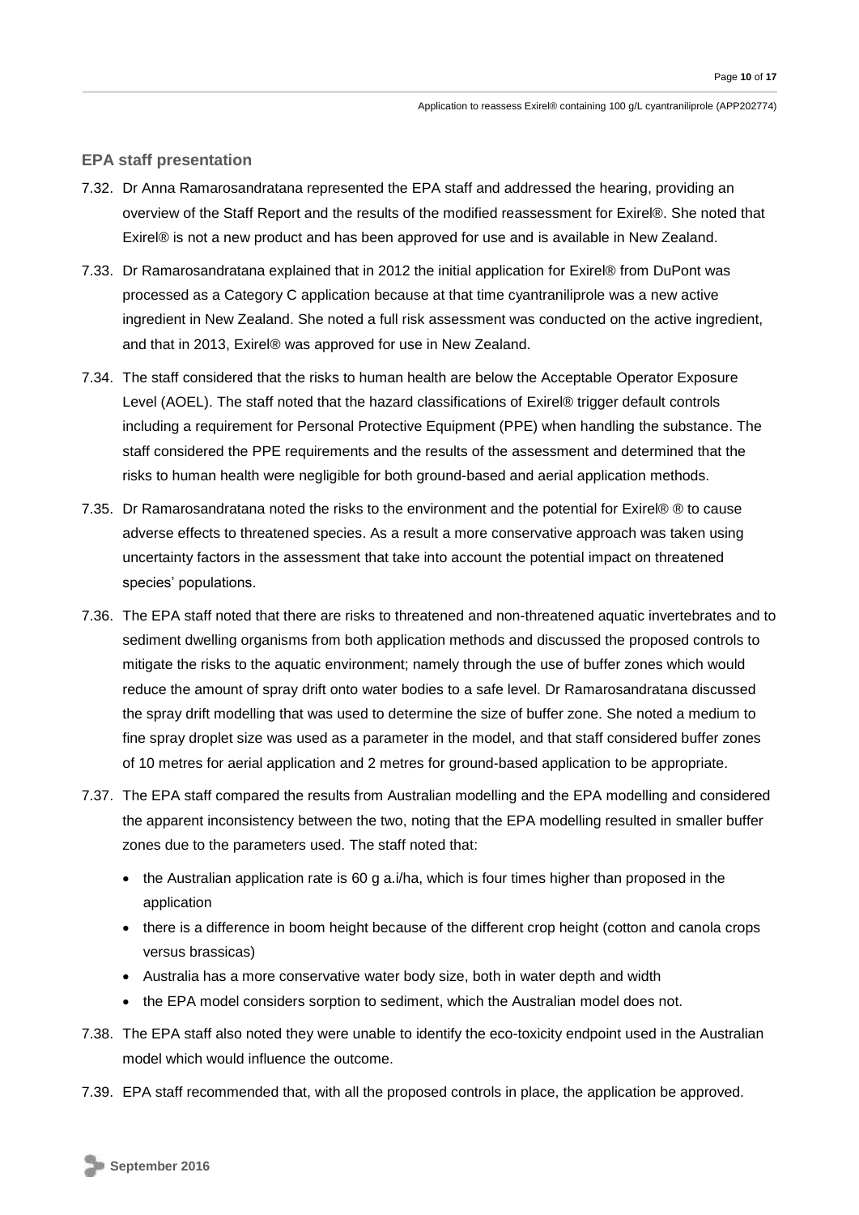## EPA staff presentation

7.32. Dr Anna Ramarosandratana represented the EPA staff and addressed the hearing, providing an overview of the Staff Report and the results of the modified reassessment for Exirel®. She noted that Exirel® is not a new product and has been approved for use and is available in New Zealand.

7.33. Dr Ramarosandratana explained that in 2012 the initial application for Exirel® from DuPont was processed as a Category C application because at that time cyantraniliprole was a new active ingredient in New Zealand. She noted a full risk assessment was conducted on the active ingredient, and that in 2013, Exirel® was approved for use in New Zealand.

7.34. The staff considered that the risks to human health are below the Acceptable Operator Exposure Level (AOEL). The staff noted that the hazard classifications of Exirel® trigger default controls including a requirement for Personal Protective Equipment (PPE) when handling the substance. The staff considered the PPE requirements and the results of the assessment and determined that the risks to human health were negligible for both ground-based and aerial application methods.

7.35. Dr Ramarosandratana noted the risks to the environment and the potential for Exirel® ® to cause adverse effects to threatened species. As a result a more conservative approach was taken using uncertainty factors in the assessment that take into account the potential impact on threatened species' populations.

7.36. The EPA staff noted that there are risks to threatened and non-threatened aquatic invertebrates and to sediment dwelling organisms from both application methods and discussed the proposed controls to mitigate the risks to the aquatic environment; namely through the use of buffer zones which would reduce the amount of spray drift onto water bodies to a safe level. Dr Ramarosandratana discussed the spray drift modelling that was used to determine the size of buffer zone. She noted a medium to fine spray droplet size was used as a parameter in the model, and that staff considered buffer zones of 10 metres for aerial application and 2 metres for ground-based application to be appropriate.

7.37. The EPA staff compared the results from Australian modelling and the EPA modelling and considered the apparent inconsistency between the two, noting that the EPA modelling resulted in smaller buffer zones due to the parameters used. The staff noted that:

- the Australian application rate is 60 g a.i/ha, which is four times higher than proposed in the application
- there is a difference in boom height because of the different crop height (cotton and canola crops versus brassicas)
- Australia has a more conservative water body size, both in water depth and width
- the EPA model considers sorption to sediment, which the Australian model does not.

7.38. The EPA staff also noted they were unable to identify the eco-toxicity endpoint used in the Australian model which would influence the outcome.

7.39. EPA staff recommended that, with all the proposed controls in place, the application be approved.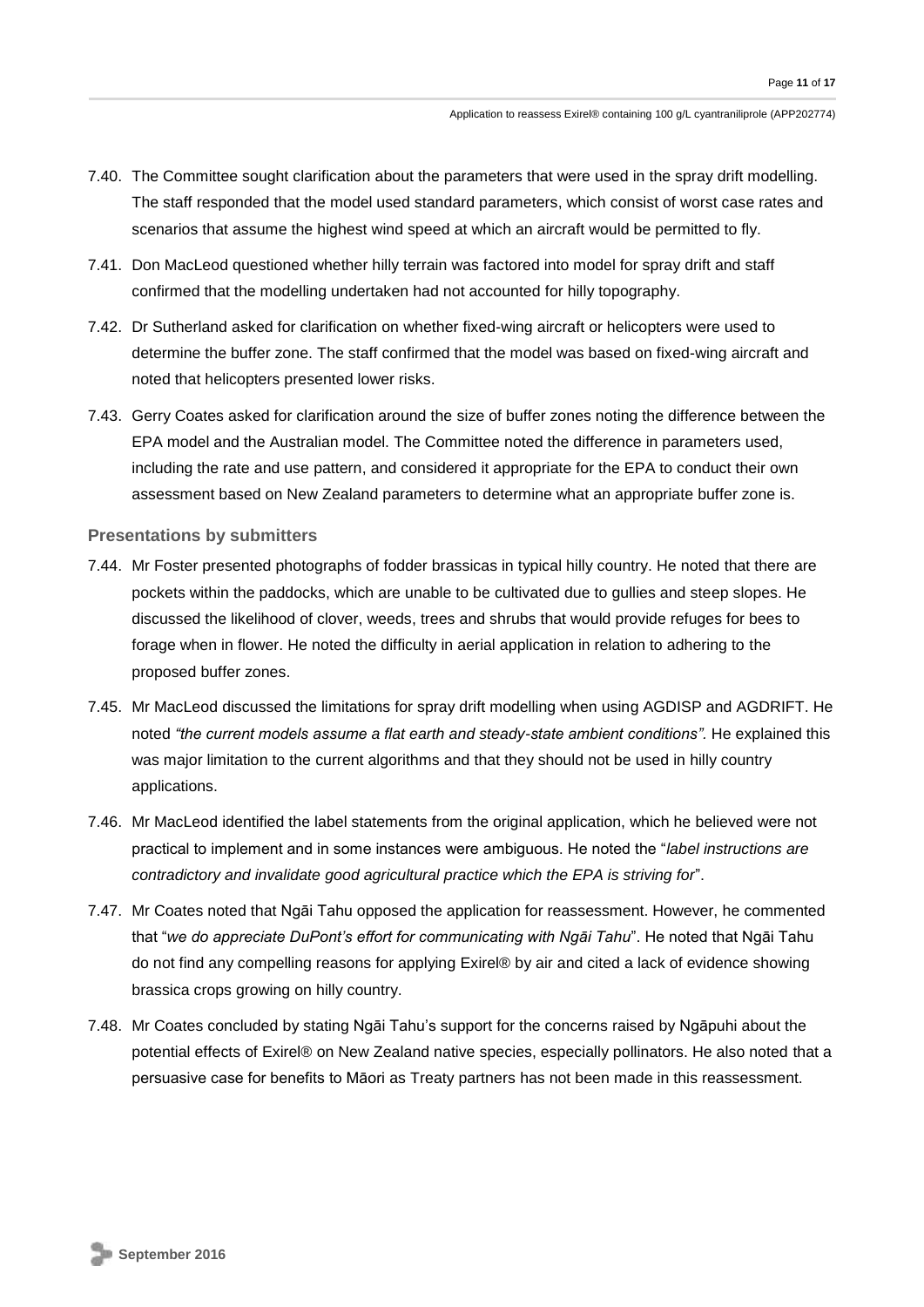7.40. The Committee sought clarification about the parameters that were used in the spray drift modelling. The staff responded that the model used standard parameters, which consist of worst case rates and scenarios that assume the highest wind speed at which an aircraft would be permitted to fly.

7.41. Don MacLeod questioned whether hilly terrain was factored into model for spray drift and staff confirmed that the modelling undertaken had not accounted for hilly topography.

7.42. Dr Sutherland asked for clarification on whether fixed-wing aircraft or helicopters were used to determine the buffer zone. The staff confirmed that the model was based on fixed-wing aircraft and noted that helicopters presented lower risks.

7.43. Gerry Coates asked for clarification around the size of buffer zones noting the difference between the EPA model and the Australian model. The Committee noted the difference in parameters used, including the rate and use pattern, and considered it appropriate for the EPA to conduct their own assessment based on New Zealand parameters to determine what an appropriate buffer zone is.

### Presentations by submitters

7.44. Mr Foster presented photographs of fodder brassicas in typical hilly country. He noted that there are pockets within the paddocks, which are unable to be cultivated due to gullies and steep slopes. He discussed the likelihood of clover, weeds, trees and shrubs that would provide refuges for bees to forage when in flower. He noted the difficulty in aerial application in relation to adhering to the proposed buffer zones.

7.45. Mr MacLeod discussed the limitations for spray drift modelling when using AGDISP and AGDRIFT. He noted *"the current models assume a flat earth and steady-state ambient conditions"*. He explained this was major limitation to the current algorithms and that they should not be used in hilly country applications.

7.46. Mr MacLeod identified the label statements from the original application, which he believed were not practical to implement and in some instances were ambiguous. He noted the "*label instructions are contradictory and invalidate good agricultural practice which the EPA is striving for*".

7.47. Mr Coates noted that Ngāi Tahu opposed the application for reassessment. However, he commented that "*we do appreciate DuPont's effort for communicating with Ngāi Tahu*". He noted that Ngāi Tahu do not find any compelling reasons for applying Exirel® by air and cited a lack of evidence showing brassica crops growing on hilly country.

7.48. Mr Coates concluded by stating Ngāi Tahu's support for the concerns raised by Ngāpuhi about the potential effects of Exirel® on New Zealand native species, especially pollinators. He also noted that a persuasive case for benefits to Māori as Treaty partners has not been made in this reassessment.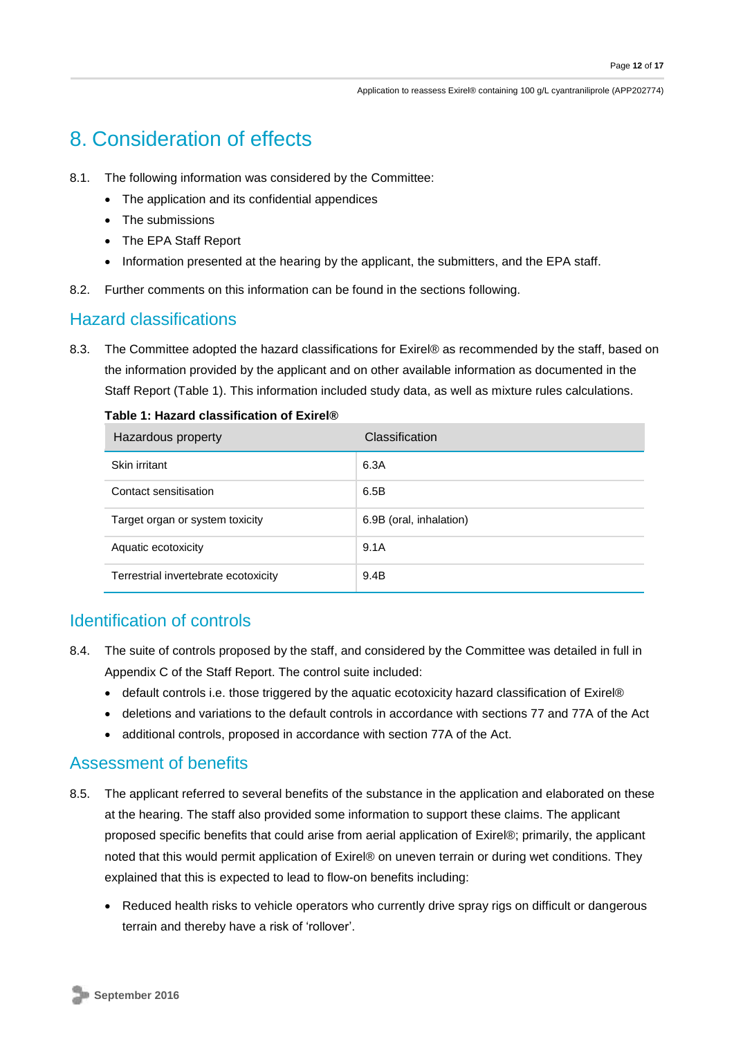# 8. Consideration of effects

8.1. The following information was considered by the Committee:

- The application and its confidential appendices
- The submissions
- The EPA Staff Report
- Information presented at the hearing by the applicant, the submitters, and the EPA staff.

8.2. Further comments on this information can be found in the sections following.

## Hazard classifications

8.3. The Committee adopted the hazard classifications for Exirel® as recommended by the staff, based on the information provided by the applicant and on other available information as documented in the Staff Report (Table 1). This information included study data, as well as mixture rules calculations.

**Table 1: Hazard classification of Exirel®**

| Hazardous property | Classification |
| --- | --- |
| Skin irritant | 6.3A |
| Contact sensitisation | 6.5B |
| Target organ or system toxicity | 6.9B (oral, inhalation) |
| Aquatic ecotoxicity | 9.1A |
| Terrestrial invertebrate ecotoxicity | 9.4B |

## Identification of controls

8.4. The suite of controls proposed by the staff, and considered by the Committee was detailed in full in Appendix C of the Staff Report. The control suite included:

- default controls i.e. those triggered by the aquatic ecotoxicity hazard classification of Exirel®
- deletions and variations to the default controls in accordance with sections 77 and 77A of the Act
- additional controls, proposed in accordance with section 77A of the Act.

## Assessment of benefits

8.5. The applicant referred to several benefits of the substance in the application and elaborated on these at the hearing. The staff also provided some information to support these claims. The applicant proposed specific benefits that could arise from aerial application of Exirel®; primarily, the applicant noted that this would permit application of Exirel® on uneven terrain or during wet conditions. They explained that this is expected to lead to flow-on benefits including:

- Reduced health risks to vehicle operators who currently drive spray rigs on difficult or dangerous terrain and thereby have a risk of 'rollover'.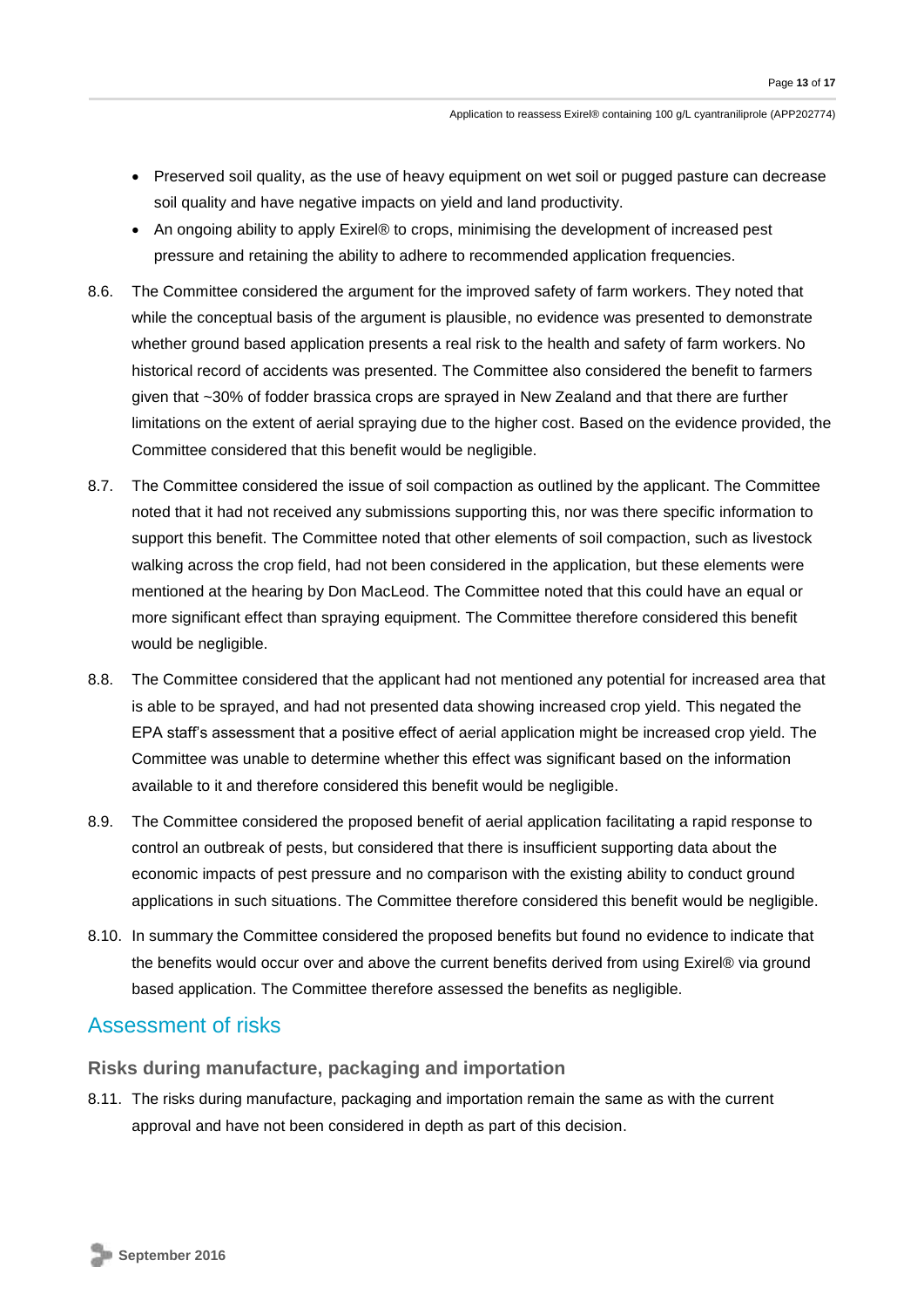- Preserved soil quality, as the use of heavy equipment on wet soil or pugged pasture can decrease soil quality and have negative impacts on yield and land productivity.
- An ongoing ability to apply Exirel® to crops, minimising the development of increased pest pressure and retaining the ability to adhere to recommended application frequencies.

8.6. The Committee considered the argument for the improved safety of farm workers. They noted that while the conceptual basis of the argument is plausible, no evidence was presented to demonstrate whether ground based application presents a real risk to the health and safety of farm workers. No historical record of accidents was presented. The Committee also considered the benefit to farmers given that ~30% of fodder brassica crops are sprayed in New Zealand and that there are further limitations on the extent of aerial spraying due to the higher cost. Based on the evidence provided, the Committee considered that this benefit would be negligible.

8.7. The Committee considered the issue of soil compaction as outlined by the applicant. The Committee noted that it had not received any submissions supporting this, nor was there specific information to support this benefit. The Committee noted that other elements of soil compaction, such as livestock walking across the crop field, had not been considered in the application, but these elements were mentioned at the hearing by Don MacLeod. The Committee noted that this could have an equal or more significant effect than spraying equipment. The Committee therefore considered this benefit would be negligible.

8.8. The Committee considered that the applicant had not mentioned any potential for increased area that is able to be sprayed, and had not presented data showing increased crop yield. This negated the EPA staff's assessment that a positive effect of aerial application might be increased crop yield. The Committee was unable to determine whether this effect was significant based on the information available to it and therefore considered this benefit would be negligible.

8.9. The Committee considered the proposed benefit of aerial application facilitating a rapid response to control an outbreak of pests, but considered that there is insufficient supporting data about the economic impacts of pest pressure and no comparison with the existing ability to conduct ground applications in such situations. The Committee therefore considered this benefit would be negligible.

8.10. In summary the Committee considered the proposed benefits but found no evidence to indicate that the benefits would occur over and above the current benefits derived from using Exirel® via ground based application. The Committee therefore assessed the benefits as negligible.

## Assessment of risks

### Risks during manufacture, packaging and importation

8.11. The risks during manufacture, packaging and importation remain the same as with the current approval and have not been considered in depth as part of this decision.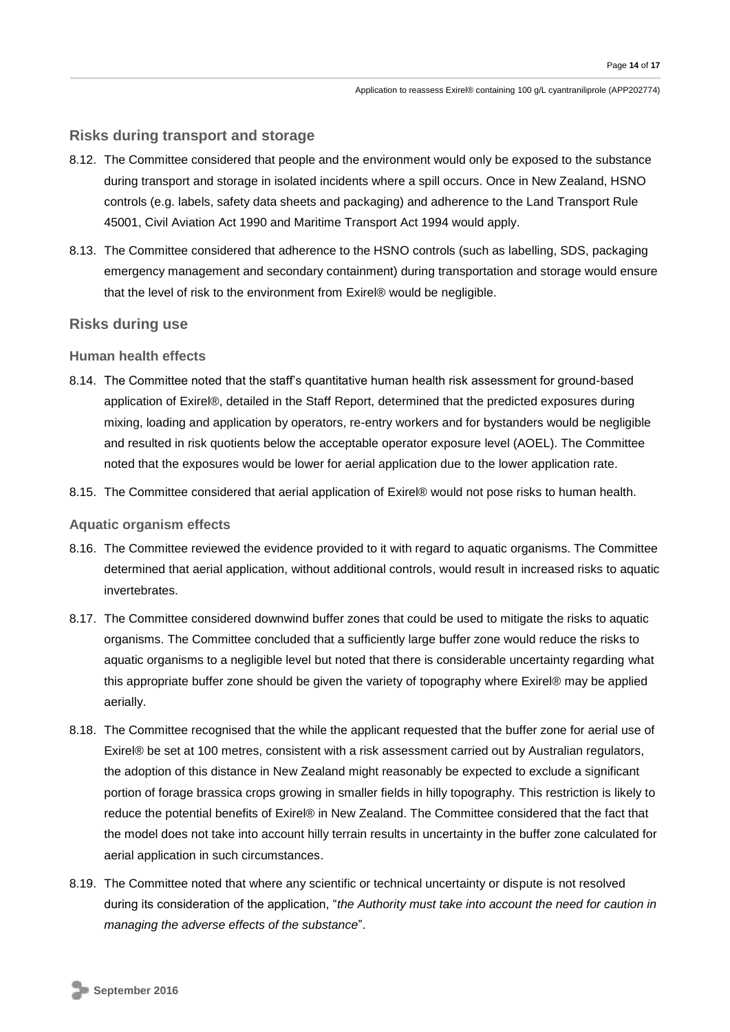## Risks during transport and storage

8.12. The Committee considered that people and the environment would only be exposed to the substance during transport and storage in isolated incidents where a spill occurs. Once in New Zealand, HSNO controls (e.g. labels, safety data sheets and packaging) and adherence to the Land Transport Rule 45001, Civil Aviation Act 1990 and Maritime Transport Act 1994 would apply.

8.13. The Committee considered that adherence to the HSNO controls (such as labelling, SDS, packaging emergency management and secondary containment) during transportation and storage would ensure that the level of risk to the environment from Exirel® would be negligible.

## Risks during use

### Human health effects

8.14. The Committee noted that the staff's quantitative human health risk assessment for ground-based application of Exirel®, detailed in the Staff Report, determined that the predicted exposures during mixing, loading and application by operators, re-entry workers and for bystanders would be negligible and resulted in risk quotients below the acceptable operator exposure level (AOEL). The Committee noted that the exposures would be lower for aerial application due to the lower application rate.

8.15. The Committee considered that aerial application of Exirel® would not pose risks to human health.

### Aquatic organism effects

8.16. The Committee reviewed the evidence provided to it with regard to aquatic organisms. The Committee determined that aerial application, without additional controls, would result in increased risks to aquatic invertebrates.

8.17. The Committee considered downwind buffer zones that could be used to mitigate the risks to aquatic organisms. The Committee concluded that a sufficiently large buffer zone would reduce the risks to aquatic organisms to a negligible level but noted that there is considerable uncertainty regarding what this appropriate buffer zone should be given the variety of topography where Exirel® may be applied aerially.

8.18. The Committee recognised that the while the applicant requested that the buffer zone for aerial use of Exirel® be set at 100 metres, consistent with a risk assessment carried out by Australian regulators, the adoption of this distance in New Zealand might reasonably be expected to exclude a significant portion of forage brassica crops growing in smaller fields in hilly topography. This restriction is likely to reduce the potential benefits of Exirel® in New Zealand. The Committee considered that the fact that the model does not take into account hilly terrain results in uncertainty in the buffer zone calculated for aerial application in such circumstances.

8.19. The Committee noted that where any scientific or technical uncertainty or dispute is not resolved during its consideration of the application, "*the Authority must take into account the need for caution in managing the adverse effects of the substance*".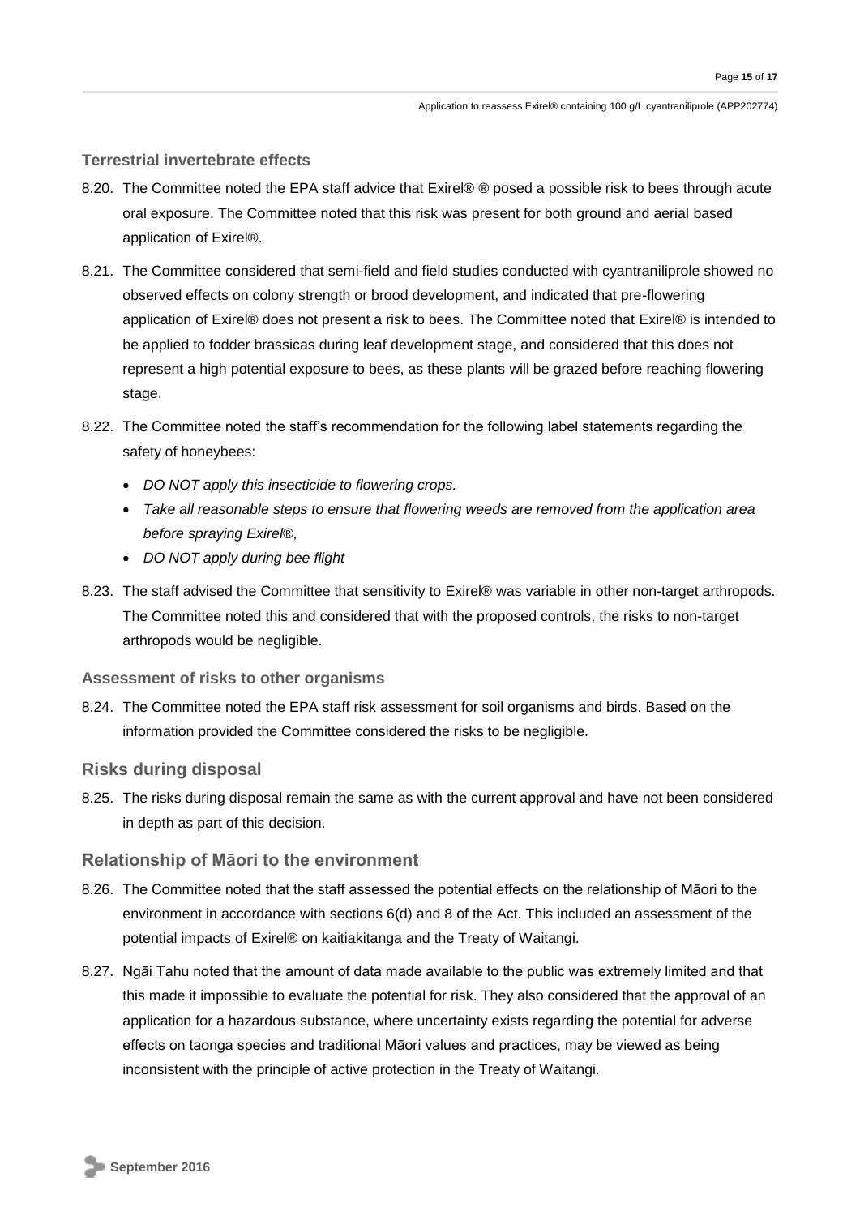### Terrestrial invertebrate effects

8.20. The Committee noted the EPA staff advice that Exirel® ® posed a possible risk to bees through acute oral exposure. The Committee noted that this risk was present for both ground and aerial based application of Exirel®.

8.21. The Committee considered that semi-field and field studies conducted with cyantraniliprole showed no observed effects on colony strength or brood development, and indicated that pre-flowering application of Exirel® does not present a risk to bees. The Committee noted that Exirel® is intended to be applied to fodder brassicas during leaf development stage, and considered that this does not represent a high potential exposure to bees, as these plants will be grazed before reaching flowering stage.

8.22. The Committee noted the staff's recommendation for the following label statements regarding the safety of honeybees:

- *DO NOT apply this insecticide to flowering crops.*
- *Take all reasonable steps to ensure that flowering weeds are removed from the application area before spraying Exirel®,*
- *DO NOT apply during bee flight*

8.23. The staff advised the Committee that sensitivity to Exirel® was variable in other non-target arthropods. The Committee noted this and considered that with the proposed controls, the risks to non-target arthropods would be negligible.

### Assessment of risks to other organisms

8.24. The Committee noted the EPA staff risk assessment for soil organisms and birds. Based on the information provided the Committee considered the risks to be negligible.

## Risks during disposal

8.25. The risks during disposal remain the same as with the current approval and have not been considered in depth as part of this decision.

## Relationship of Māori to the environment

8.26. The Committee noted that the staff assessed the potential effects on the relationship of Māori to the environment in accordance with sections 6(d) and 8 of the Act. This included an assessment of the potential impacts of Exirel® on kaitiakitanga and the Treaty of Waitangi.

8.27. Ngāi Tahu noted that the amount of data made available to the public was extremely limited and that this made it impossible to evaluate the potential for risk. They also considered that the approval of an application for a hazardous substance, where uncertainty exists regarding the potential for adverse effects on taonga species and traditional Māori values and practices, may be viewed as being inconsistent with the principle of active protection in the Treaty of Waitangi.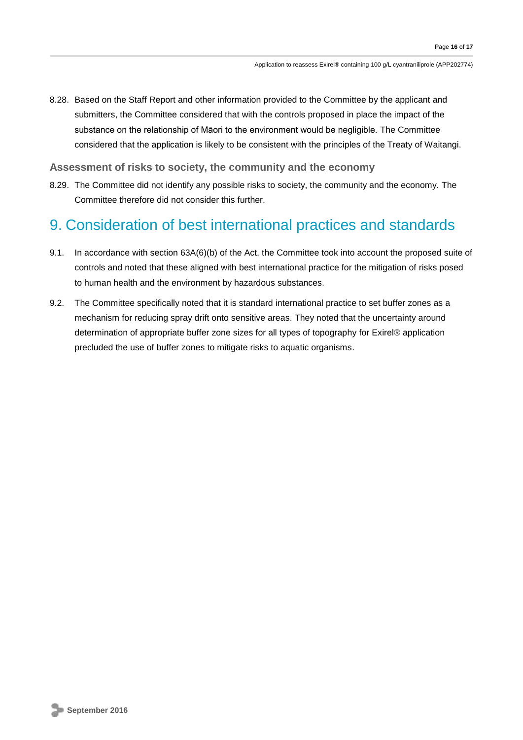8.28. Based on the Staff Report and other information provided to the Committee by the applicant and submitters, the Committee considered that with the controls proposed in place the impact of the substance on the relationship of Māori to the environment would be negligible. The Committee considered that the application is likely to be consistent with the principles of the Treaty of Waitangi.

### Assessment of risks to society, the community and the economy

8.29. The Committee did not identify any possible risks to society, the community and the economy. The Committee therefore did not consider this further.

## 9. Consideration of best international practices and standards

9.1. In accordance with section 63A(6)(b) of the Act, the Committee took into account the proposed suite of controls and noted that these aligned with best international practice for the mitigation of risks posed to human health and the environment by hazardous substances.

9.2. The Committee specifically noted that it is standard international practice to set buffer zones as a mechanism for reducing spray drift onto sensitive areas. They noted that the uncertainty around determination of appropriate buffer zone sizes for all types of topography for Exirel® application precluded the use of buffer zones to mitigate risks to aquatic organisms.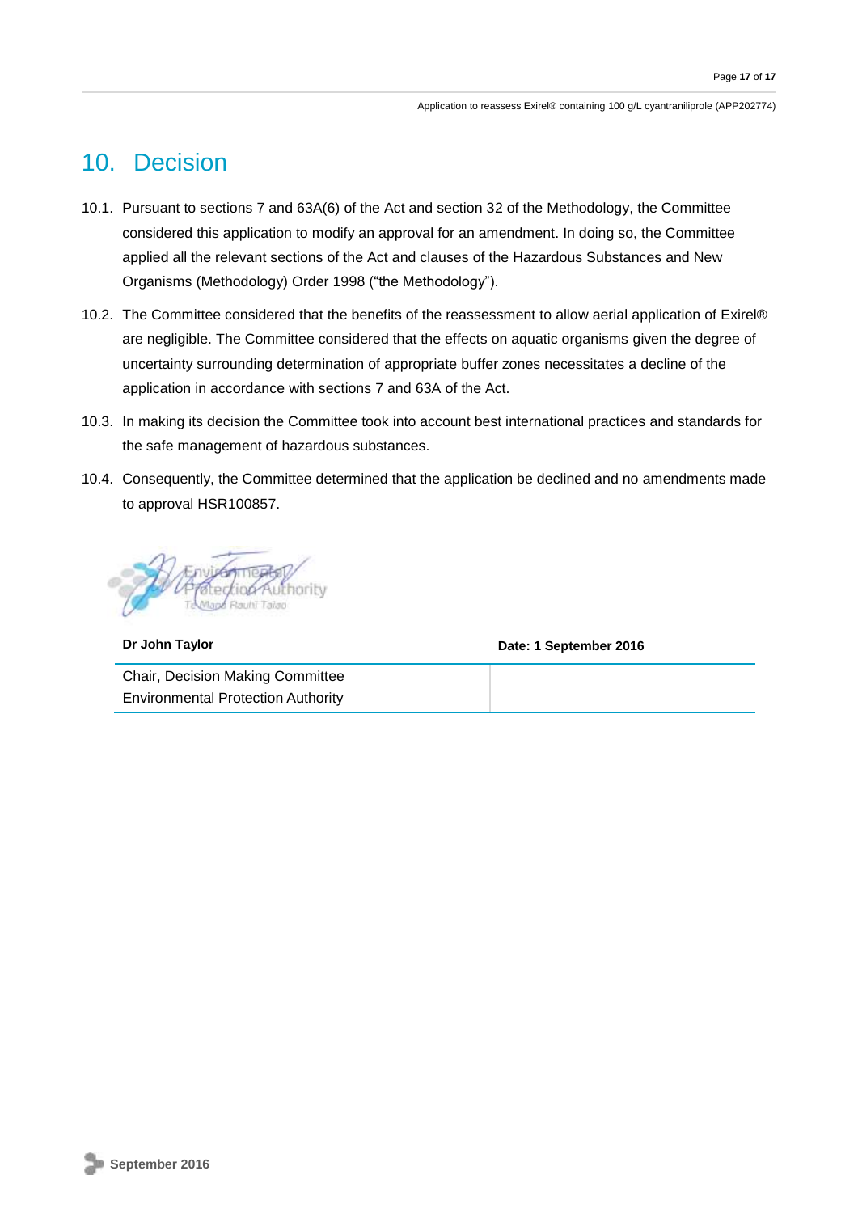# 10. Decision

10.1. Pursuant to sections 7 and 63A(6) of the Act and section 32 of the Methodology, the Committee considered this application to modify an approval for an amendment. In doing so, the Committee applied all the relevant sections of the Act and clauses of the Hazardous Substances and New Organisms (Methodology) Order 1998 ("the Methodology").

10.2. The Committee considered that the benefits of the reassessment to allow aerial application of Exirel® are negligible. The Committee considered that the effects on aquatic organisms given the degree of uncertainty surrounding determination of appropriate buffer zones necessitates a decline of the application in accordance with sections 7 and 63A of the Act.

10.3. In making its decision the Committee took into account best international practices and standards for the safe management of hazardous substances.

10.4. Consequently, the Committee determined that the application be declined and no amendments made to approval HSR100857.

| **Dr John Taylor** | **Date: 1 September 2016** |
|---|---|
| Chair, Decision Making Committee<br>Environmental Protection Authority | |